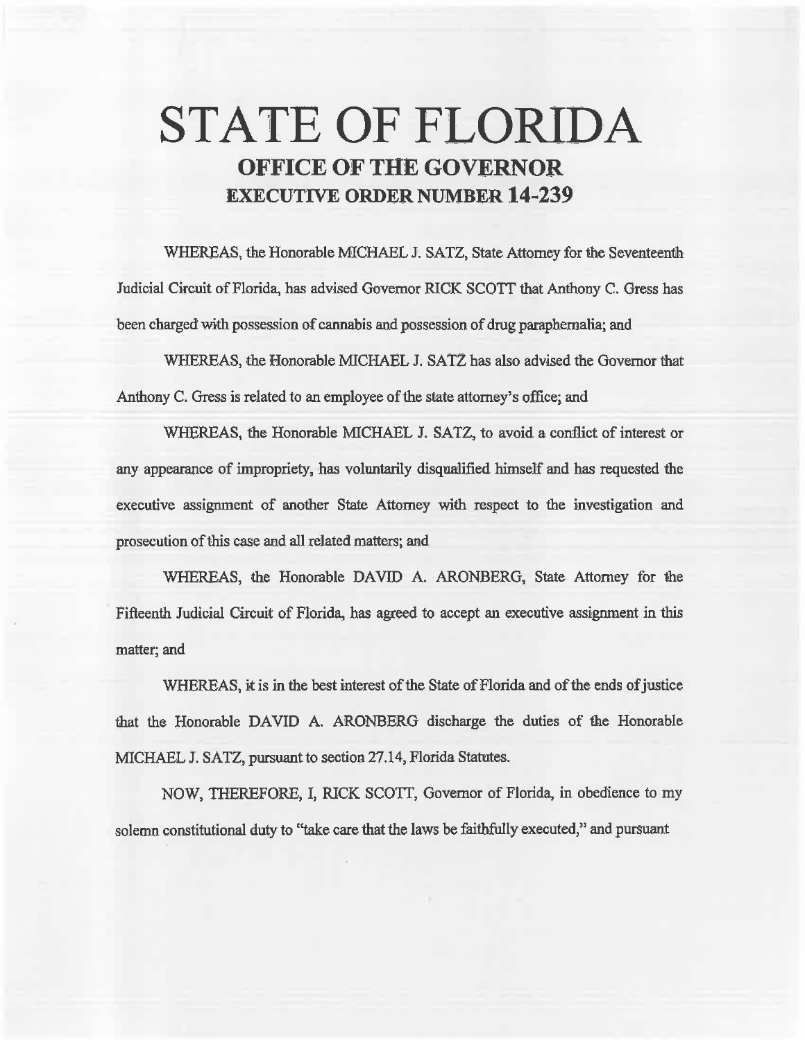# STATE OF FLORIDA

## OFFICE OF THE GOVERNOR

## EXECUTIVE ORDER NUMBER 14-239

WHEREAS, the Honorable MICHAEL J. SATZ, State Attorney for the Seventeenth Judicial Circuit of Florida, has advised Governor RICK SCOTT that Anthony C. Gress has been charged with possession of cannabis and possession of drug paraphernalia; and

WHEREAS, the Honorable MICHAEL J. SATZ has also advised the Governor that Anthony C. Gress is related to an employee of the state attorney's office; and

WHEREAS, the Honorable MICHAEL J. SATZ, to avoid a conflict of interest or any appearance of impropriety, has voluntarily disqualified himself and has requested the executive assignment of another State Attorney with respect to the investigation and prosecution of this case and all related matters; and

WHEREAS, the Honorable DAVID A. ARONBERG, State Attorney for the Fifteenth Judicial Circuit of Florida, has agreed to accept an executive assignment in this matter; and

WHEREAS, it is in the best interest of the State of Florida and of the ends of justice that the Honorable DAVID A. ARONBERG discharge the duties of the Honorable MICHAEL J. SATZ, pursuant to section 27.14, Florida Statutes.

NOW, THEREFORE, I, RICK SCOTT, Governor of Florida, in obedience to my solemn constitutional duty to "take care that the laws be faithfully executed," and pursuant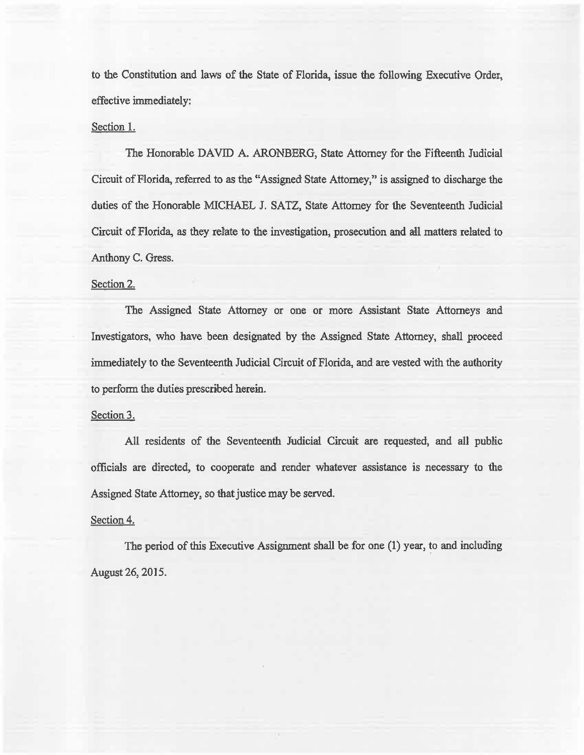to the Constitution and laws of the State of Florida, issue the following Executive Order, effective immediately:

Section 1.

The Honorable DAVID A. ARONBERG, State Attorney for the Fifteenth Judicial Circuit of Florida, referred to as the "Assigned State Attorney," is assigned to discharge the duties of the Honorable MICHAEL J. SATZ, State Attorney for the Seventeenth Judicial Circuit of Florida, as they relate to the investigation, prosecution and all matters related to Anthony C. Gress.

Section 2.

The Assigned State Attorney or one or more Assistant State Attorneys and Investigators, who have been designated by the Assigned State Attorney, shall proceed immediately to the Seventeenth Judicial Circuit of Florida, and are vested with the authority to perform the duties prescribed herein.

Section 3.

All residents of the Seventeenth Judicial Circuit are requested, and all public officials are directed, to cooperate and render whatever assistance is necessary to the Assigned State Attorney, so that justice may be served.

Section 4.

The period of this Executive Assignment shall be for one (1) year, to and including August 26, 2015.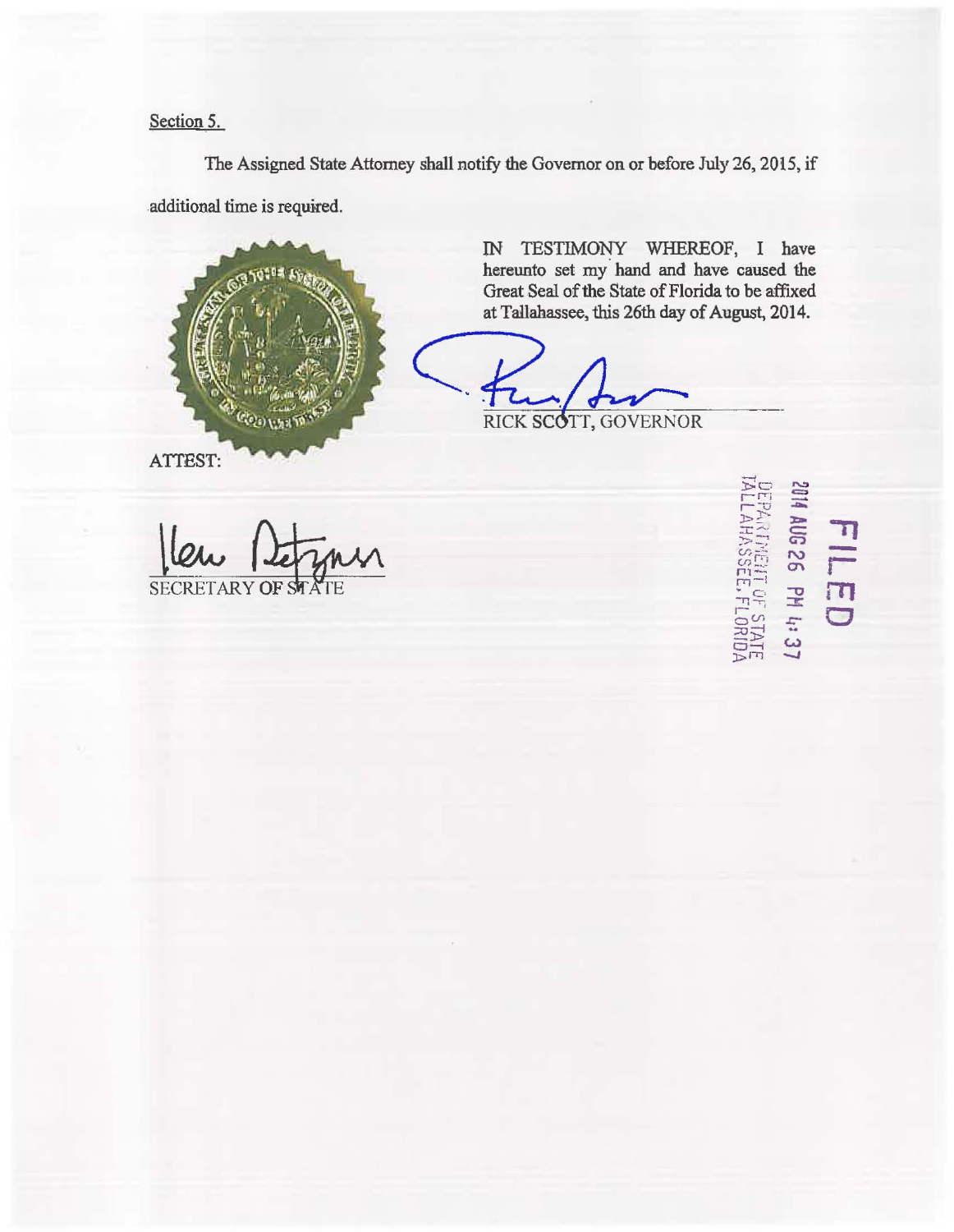Section 5.

The Assigned State Attorney shall notify the Governor on or before July 26, 2015, if additional time is required.

IN TESTIMONY WHEREOF, I have hereunto set my hand and have caused the Great Seal of the State of Florida to be affixed at Tallahassee, this 26th day of August, 2014.

RICK SCOTT, GOVERNOR

ATTEST:

SECRETARY OF STATE

FILED

2014 AUG 26 PM 4:37

DEPARTMENT OF STATE
TALLAHASSEE, FLORIDA